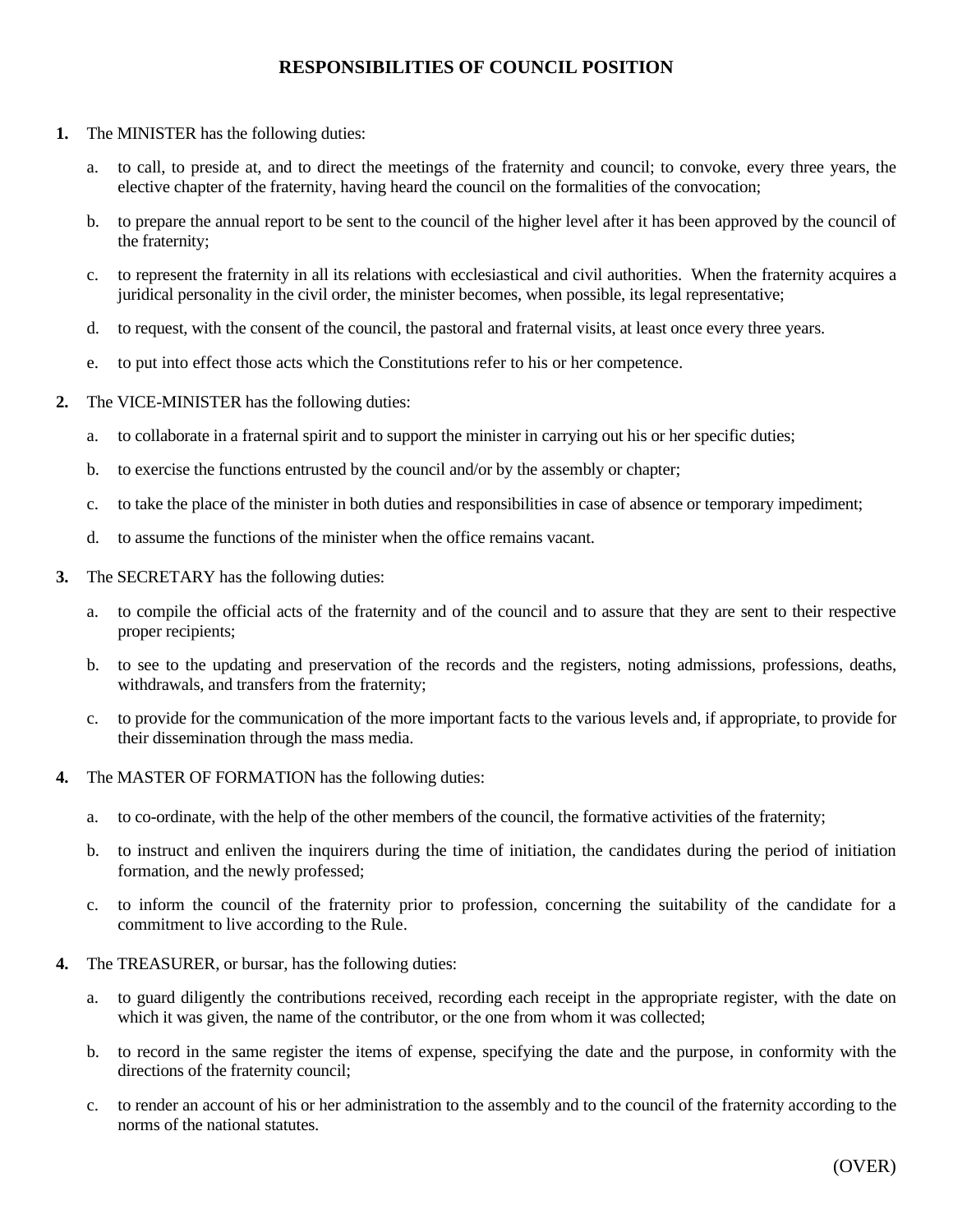# RESPONSIBILITIES OF COUNCIL POSITION

**1.** The MINISTER has the following duties:

   a. to call, to preside at, and to direct the meetings of the fraternity and council; to convoke, every three years, the elective chapter of the fraternity, having heard the council on the formalities of the convocation;

   b. to prepare the annual report to be sent to the council of the higher level after it has been approved by the council of the fraternity;

   c. to represent the fraternity in all its relations with ecclesiastical and civil authorities. When the fraternity acquires a juridical personality in the civil order, the minister becomes, when possible, its legal representative;

   d. to request, with the consent of the council, the pastoral and fraternal visits, at least once every three years.

   e. to put into effect those acts which the Constitutions refer to his or her competence.

**2.** The VICE-MINISTER has the following duties:

   a. to collaborate in a fraternal spirit and to support the minister in carrying out his or her specific duties;

   b. to exercise the functions entrusted by the council and/or by the assembly or chapter;

   c. to take the place of the minister in both duties and responsibilities in case of absence or temporary impediment;

   d. to assume the functions of the minister when the office remains vacant.

**3.** The SECRETARY has the following duties:

   a. to compile the official acts of the fraternity and of the council and to assure that they are sent to their respective proper recipients;

   b. to see to the updating and preservation of the records and the registers, noting admissions, professions, deaths, withdrawals, and transfers from the fraternity;

   c. to provide for the communication of the more important facts to the various levels and, if appropriate, to provide for their dissemination through the mass media.

**4.** The MASTER OF FORMATION has the following duties:

   a. to co-ordinate, with the help of the other members of the council, the formative activities of the fraternity;

   b. to instruct and enliven the inquirers during the time of initiation, the candidates during the period of initiation formation, and the newly professed;

   c. to inform the council of the fraternity prior to profession, concerning the suitability of the candidate for a commitment to live according to the Rule.

**4.** The TREASURER, or bursar, has the following duties:

   a. to guard diligently the contributions received, recording each receipt in the appropriate register, with the date on which it was given, the name of the contributor, or the one from whom it was collected;

   b. to record in the same register the items of expense, specifying the date and the purpose, in conformity with the directions of the fraternity council;

   c. to render an account of his or her administration to the assembly and to the council of the fraternity according to the norms of the national statutes.

(OVER)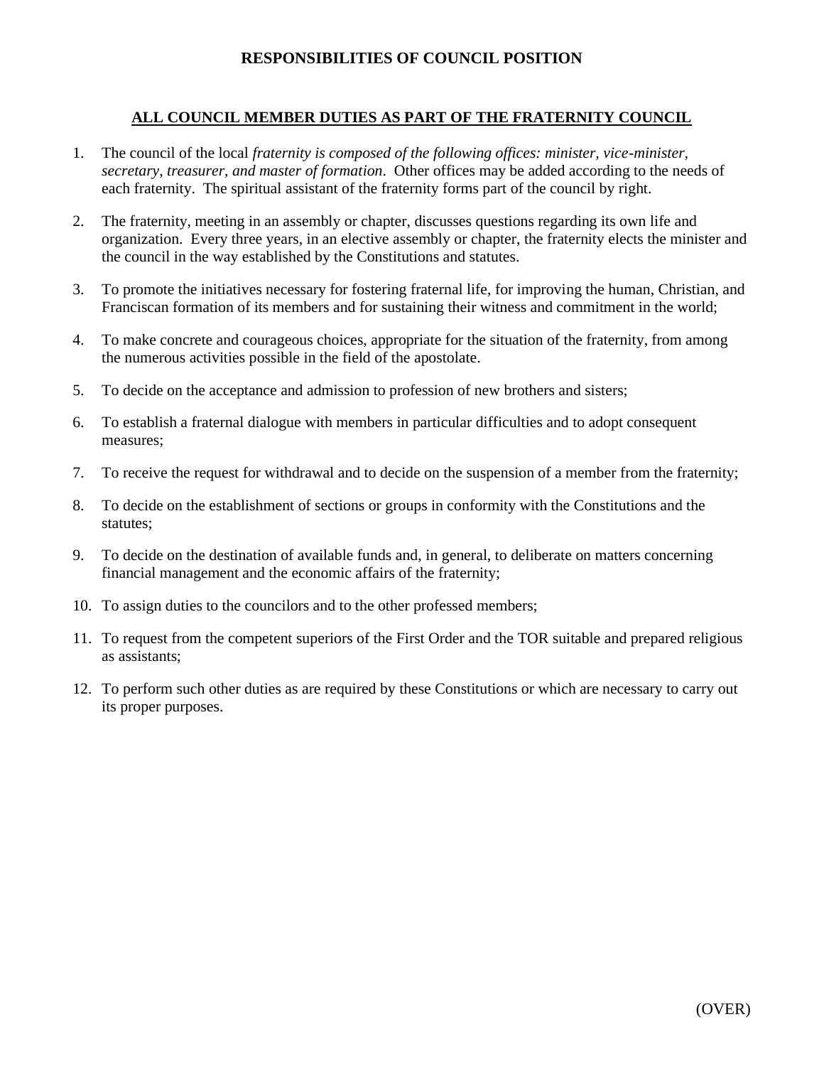# RESPONSIBILITIES OF COUNCIL POSITION

## ALL COUNCIL MEMBER DUTIES AS PART OF THE FRATERNITY COUNCIL

1. The council of the local *fraternity is composed of the following offices: minister, vice-minister, secretary, treasurer, and master of formation*. Other offices may be added according to the needs of each fraternity. The spiritual assistant of the fraternity forms part of the council by right.
2. The fraternity, meeting in an assembly or chapter, discusses questions regarding its own life and organization. Every three years, in an elective assembly or chapter, the fraternity elects the minister and the council in the way established by the Constitutions and statutes.
3. To promote the initiatives necessary for fostering fraternal life, for improving the human, Christian, and Franciscan formation of its members and for sustaining their witness and commitment in the world;
4. To make concrete and courageous choices, appropriate for the situation of the fraternity, from among the numerous activities possible in the field of the apostolate.
5. To decide on the acceptance and admission to profession of new brothers and sisters;
6. To establish a fraternal dialogue with members in particular difficulties and to adopt consequent measures;
7. To receive the request for withdrawal and to decide on the suspension of a member from the fraternity;
8. To decide on the establishment of sections or groups in conformity with the Constitutions and the statutes;
9. To decide on the destination of available funds and, in general, to deliberate on matters concerning financial management and the economic affairs of the fraternity;
10. To assign duties to the councilors and to the other professed members;
11. To request from the competent superiors of the First Order and the TOR suitable and prepared religious as assistants;
12. To perform such other duties as are required by these Constitutions or which are necessary to carry out its proper purposes.

(OVER)